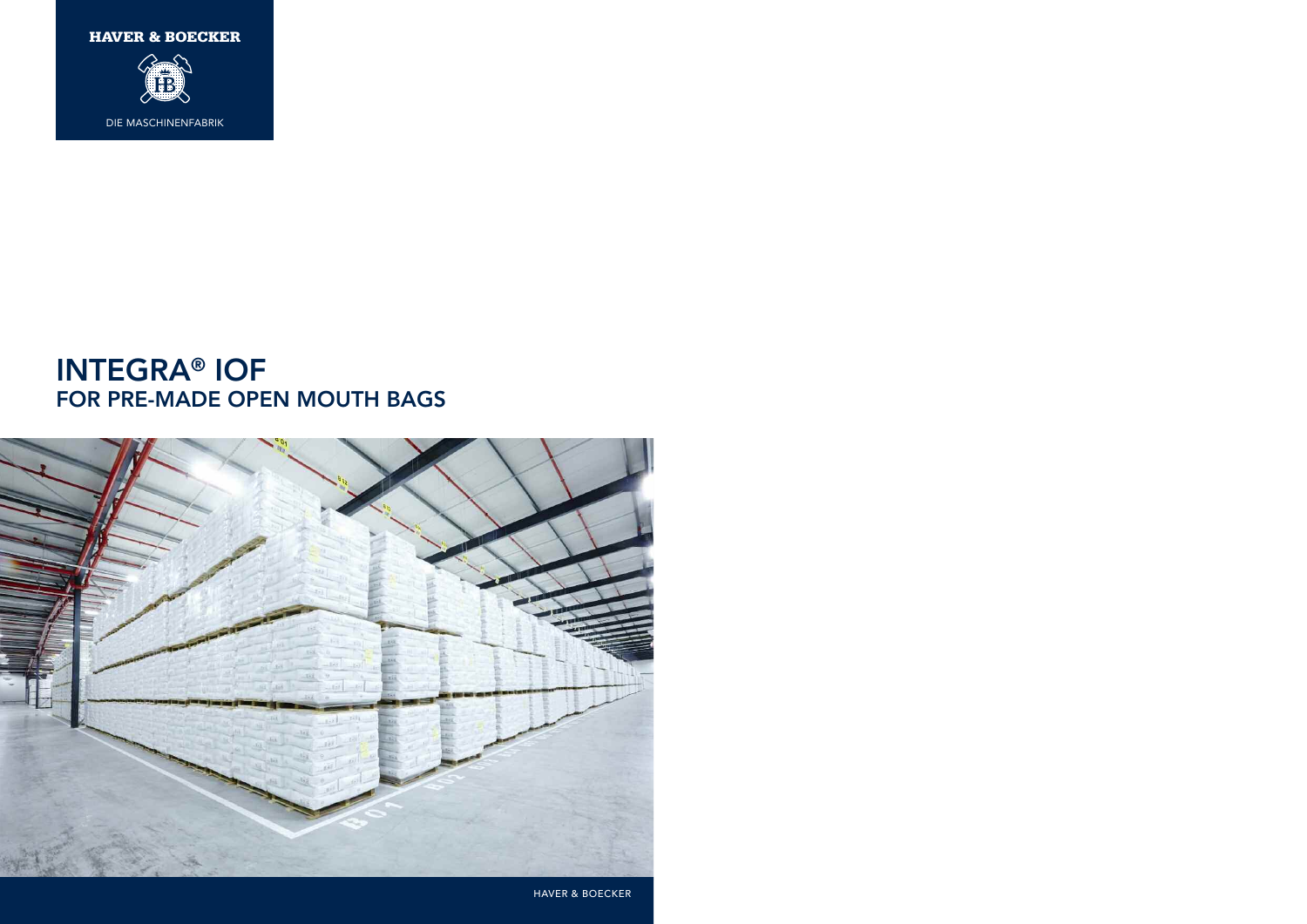HAVER & BOECKER

DIE MASCHINENFABRIK

# INTEGRA® IOF
## FOR PRE-MADE OPEN MOUTH BAGS

HAVER & BOECKER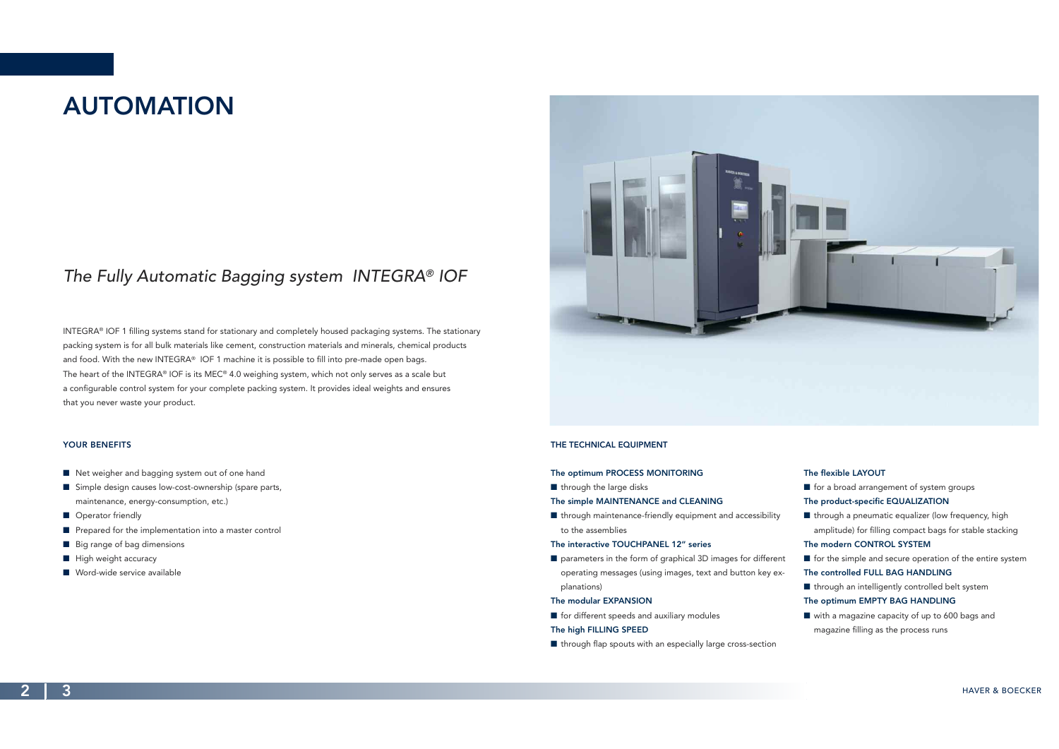# AUTOMATION

## *The Fully Automatic Bagging system INTEGRA® IOF*

INTEGRA® IOF 1 filling systems stand for stationary and completely housed packaging systems. The stationary packing system is for all bulk materials like cement, construction materials and minerals, chemical products and food. With the new INTEGRA® IOF 1 machine it is possible to fill into pre-made open bags. The heart of the INTEGRA® IOF is its MEC® 4.0 weighing system, which not only serves as a scale but a configurable control system for your complete packing system. It provides ideal weights and ensures that you never waste your product.

### YOUR BENEFITS

- Net weigher and bagging system out of one hand
- Simple design causes low-cost-ownership (spare parts, maintenance, energy-consumption, etc.)
- Operator friendly
- Prepared for the implementation into a master control
- Big range of bag dimensions
- High weight accuracy
- Word-wide service available

### THE TECHNICAL EQUIPMENT

**The optimum PROCESS MONITORING**
- through the large disks

**The simple MAINTENANCE and CLEANING**
- through maintenance-friendly equipment and accessibility to the assemblies

**The interactive TOUCHPANEL 12" series**
- parameters in the form of graphical 3D images for different operating messages (using images, text and button key explanations)

**The modular EXPANSION**
- for different speeds and auxiliary modules

**The high FILLING SPEED**
- through flap spouts with an especially large cross-section

**The flexible LAYOUT**
- for a broad arrangement of system groups

**The product-specific EQUALIZATION**
- through a pneumatic equalizer (low frequency, high amplitude) for filling compact bags for stable stacking

**The modern CONTROL SYSTEM**
- for the simple and secure operation of the entire system

**The controlled FULL BAG HANDLING**
- through an intelligently controlled belt system

**The optimum EMPTY BAG HANDLING**
- with a magazine capacity of up to 600 bags and magazine filling as the process runs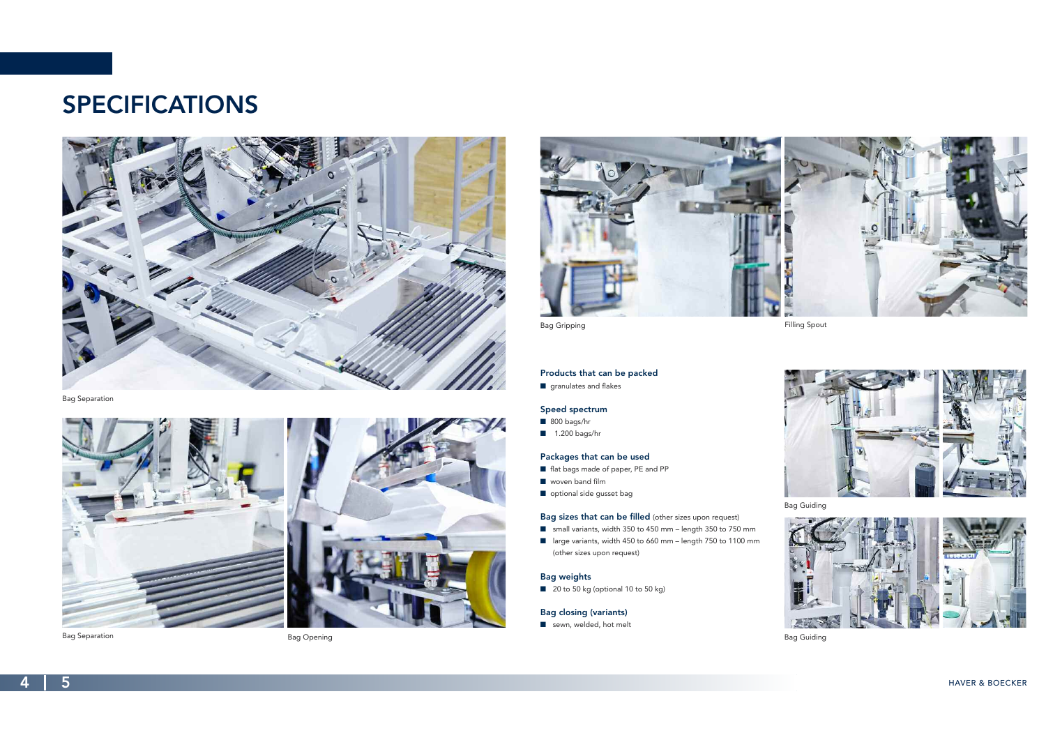# SPECIFICATIONS

Bag Separation

Bag Separation

Bag Opening

Bag Gripping

Filling Spout

### Products that can be packed

- granulates and flakes

### Speed spectrum

- 800 bags/hr
- 1.200 bags/hr

### Packages that can be used

- flat bags made of paper, PE and PP
- woven band film
- optional side gusset bag

### Bag sizes that can be filled (other sizes upon request)

- small variants, width 350 to 450 mm – length 350 to 750 mm
- large variants, width 450 to 660 mm – length 750 to 1100 mm (other sizes upon request)

### Bag weights

- 20 to 50 kg (optional 10 to 50 kg)

### Bag closing (variants)

- sewn, welded, hot melt

Bag Guiding

Bag Guiding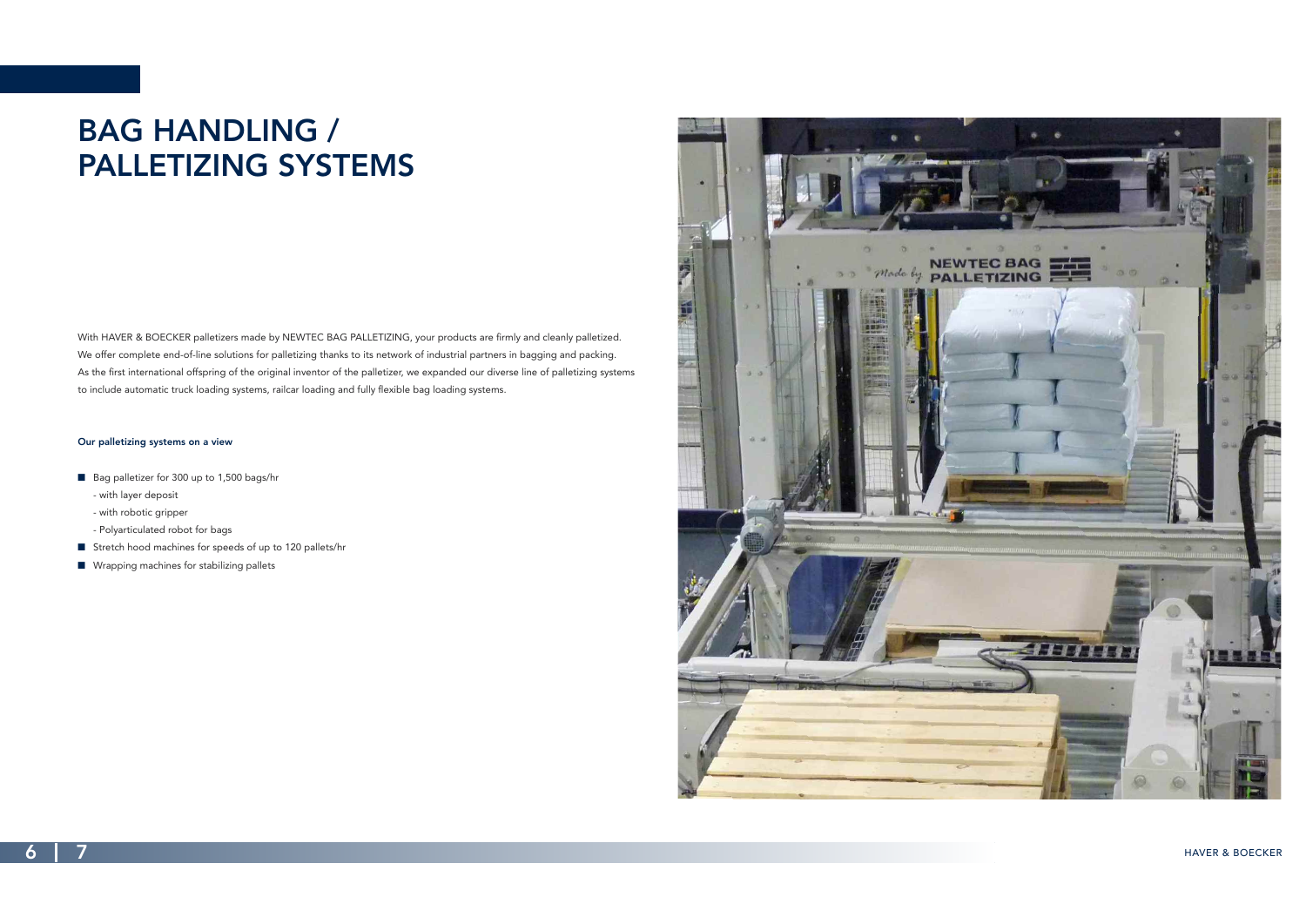# BAG HANDLING / PALLETIZING SYSTEMS

With HAVER & BOECKER palletizers made by NEWTEC BAG PALLETIZING, your products are firmly and cleanly palletized. We offer complete end-of-line solutions for palletizing thanks to its network of industrial partners in bagging and packing. As the first international offspring of the original inventor of the palletizer, we expanded our diverse line of palletizing systems to include automatic truck loading systems, railcar loading and fully flexible bag loading systems.

**Our palletizing systems on a view**

- Bag palletizer for 300 up to 1,500 bags/hr
  - with layer deposit
  - with robotic gripper
  - Polyarticulated robot for bags
- Stretch hood machines for speeds of up to 120 pallets/hr
- Wrapping machines for stabilizing pallets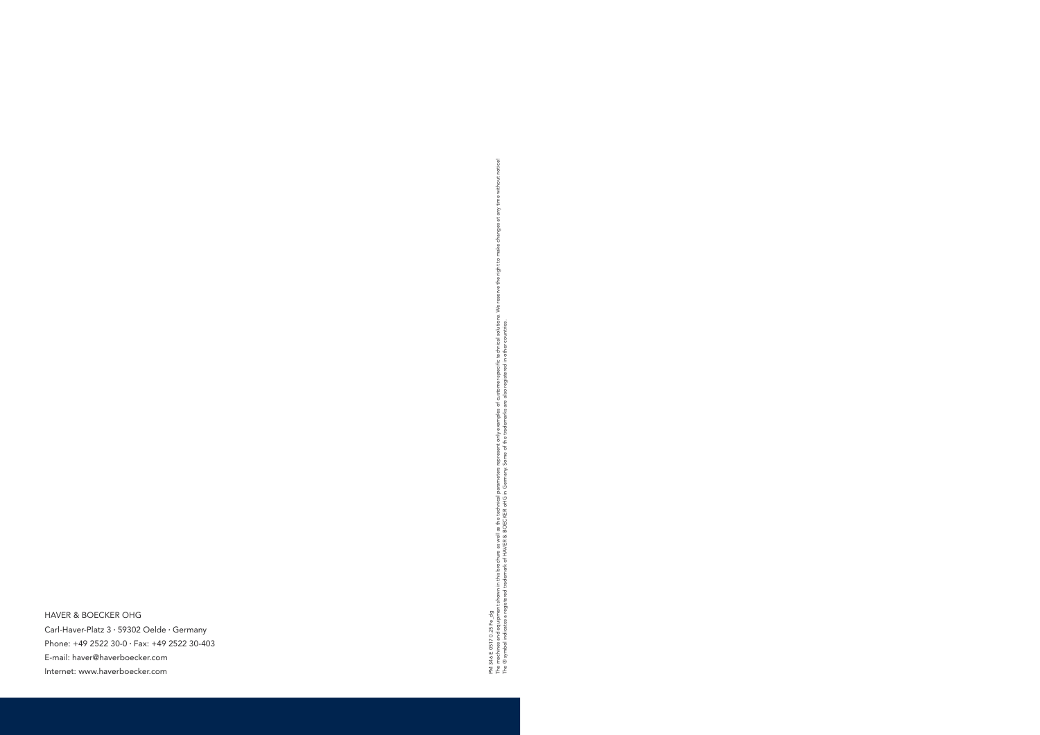HAVER & BOECKER OHG

Carl-Haver-Platz 3 · 59302 Oelde · Germany

Phone: +49 2522 30-0 · Fax: +49 2522 30-403

E-mail: haver@haverboecker.com

Internet: www.haverboecker.com

PM 346 E 0517 0.25 Fe_dig

The machines and equipment shown in this brochure as well as the technical parameters represent only examples of customer-specific technical solutions. We reserve the right to make changes at any time without notice!

The ® symbol indicates a registered trademark of HAVER & BOECKER oHG in Germany. Some of the trademarks are also registered in other countries.